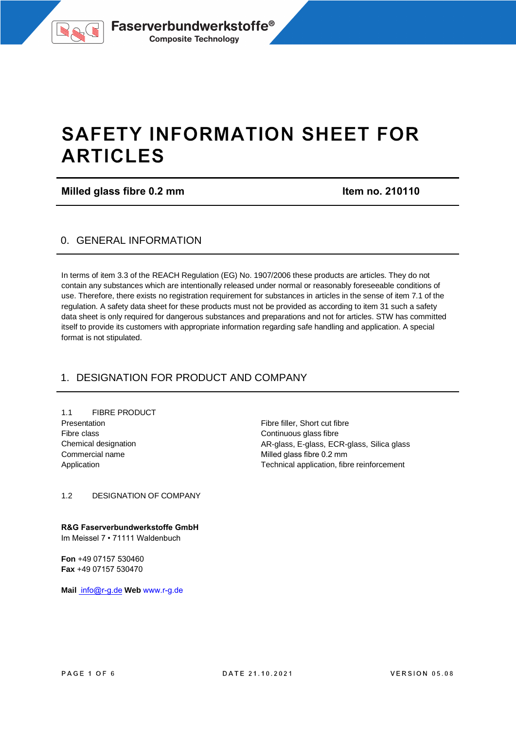# SAFETY INFORMATION SHEET FOR ARTICLES

**Milled glass fibre 0.2 mm** **Item no. 210110**

## 0. GENERAL INFORMATION

In terms of item 3.3 of the REACH Regulation (EG) No. 1907/2006 these products are articles. They do not contain any substances which are intentionally released under normal or reasonably foreseeable conditions of use. Therefore, there exists no registration requirement for substances in articles in the sense of item 7.1 of the regulation. A safety data sheet for these products must not be provided as according to item 31 such a safety data sheet is only required for dangerous substances and preparations and not for articles. STW has committed itself to provide its customers with appropriate information regarding safe handling and application. A special format is not stipulated.

## 1. DESIGNATION FOR PRODUCT AND COMPANY

### 1.1 FIBRE PRODUCT

| | |
|---|---|
| Presentation | Fibre filler, Short cut fibre |
| Fibre class | Continuous glass fibre |
| Chemical designation | AR-glass, E-glass, ECR-glass, Silica glass |
| Commercial name | Milled glass fibre 0.2 mm |
| Application | Technical application, fibre reinforcement |

### 1.2 DESIGNATION OF COMPANY

**R&G Faserverbundwerkstoffe GmbH**
Im Meissel 7 • 71111 Waldenbuch

**Fon** +49 07157 530460
**Fax** +49 07157 530470

**Mail** info@r-g.de **Web** www.r-g.de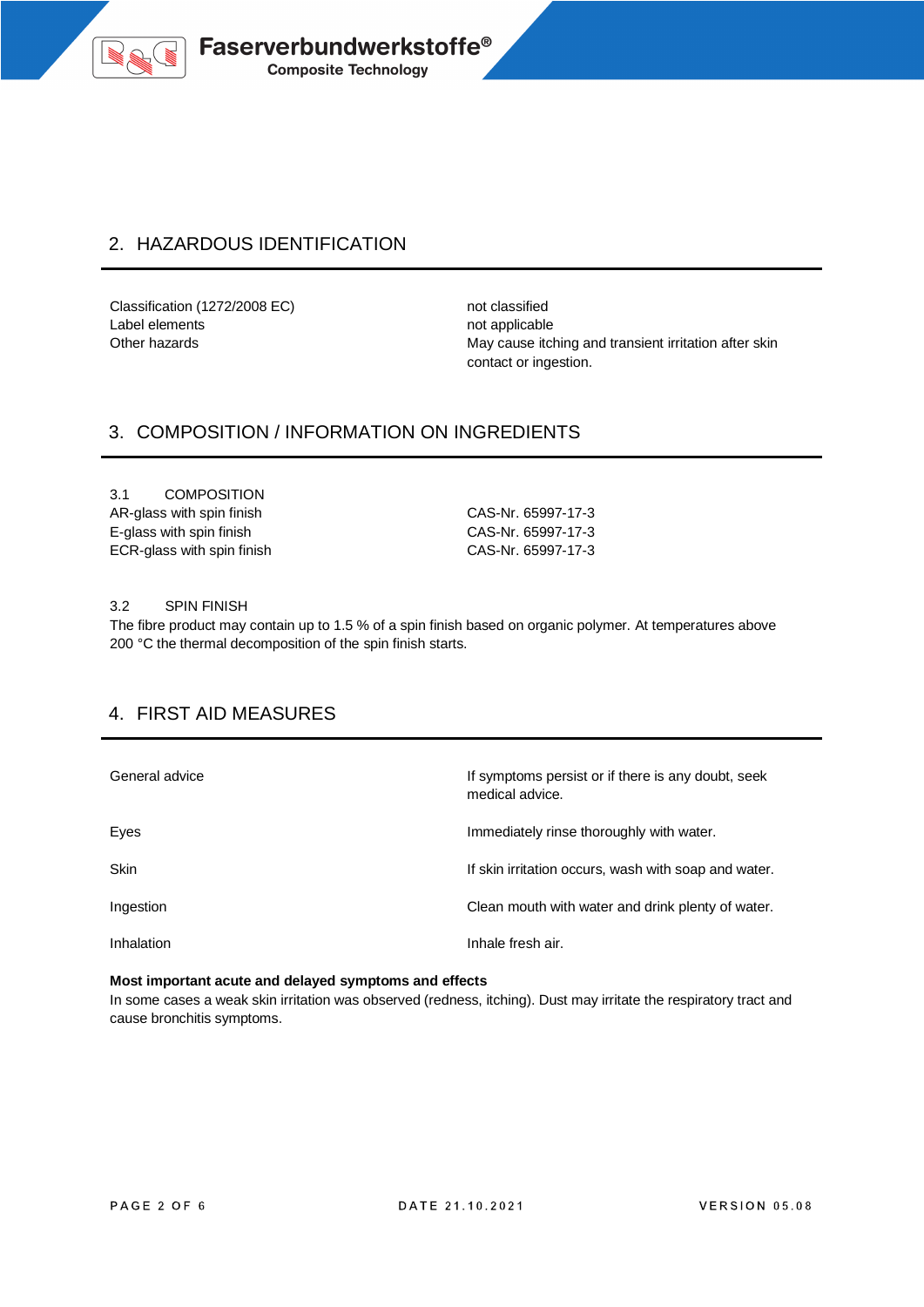## 2. HAZARDOUS IDENTIFICATION

| | |
|---|---|
| Classification (1272/2008 EC) | not classified |
| Label elements | not applicable |
| Other hazards | May cause itching and transient irritation after skin contact or ingestion. |

## 3. COMPOSITION / INFORMATION ON INGREDIENTS

### 3.1 COMPOSITION

| | |
|---|---|
| AR-glass with spin finish | CAS-Nr. 65997-17-3 |
| E-glass with spin finish | CAS-Nr. 65997-17-3 |
| ECR-glass with spin finish | CAS-Nr. 65997-17-3 |

### 3.2 SPIN FINISH

The fibre product may contain up to 1.5 % of a spin finish based on organic polymer. At temperatures above 200 °C the thermal decomposition of the spin finish starts.

## 4. FIRST AID MEASURES

| | |
|---|---|
| General advice | If symptoms persist or if there is any doubt, seek medical advice. |
| Eyes | Immediately rinse thoroughly with water. |
| Skin | If skin irritation occurs, wash with soap and water. |
| Ingestion | Clean mouth with water and drink plenty of water. |
| Inhalation | Inhale fresh air. |

**Most important acute and delayed symptoms and effects**

In some cases a weak skin irritation was observed (redness, itching). Dust may irritate the respiratory tract and cause bronchitis symptoms.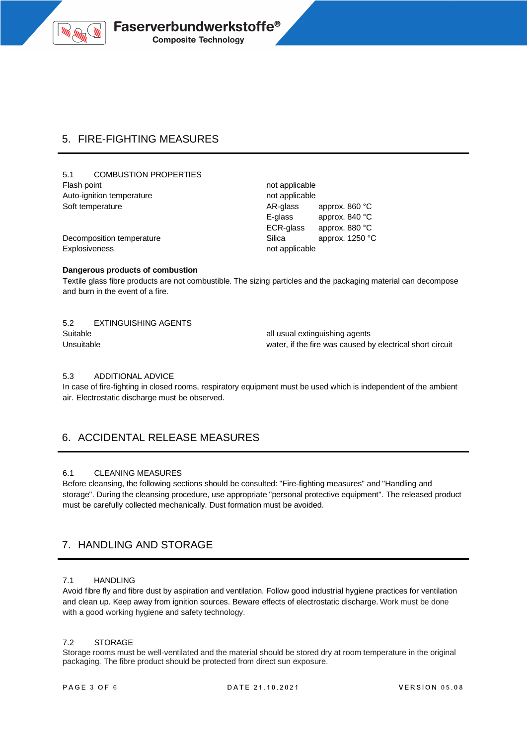## 5. FIRE-FIGHTING MEASURES

### 5.1 COMBUSTION PROPERTIES

| | | |
|---|---|---|
| Flash point | not applicable | |
| Auto-ignition temperature | not applicable | |
| Soft temperature | AR-glass | approx. 860 °C |
| | E-glass | approx. 840 °C |
| | ECR-glass | approx. 880 °C |
| Decomposition temperature | Silica | approx. 1250 °C |
| Explosiveness | not applicable | |

**Dangerous products of combustion**

Textile glass fibre products are not combustible. The sizing particles and the packaging material can decompose and burn in the event of a fire.

### 5.2 EXTINGUISHING AGENTS

| | |
|---|---|
| Suitable | all usual extinguishing agents |
| Unsuitable | water, if the fire was caused by electrical short circuit |

### 5.3 ADDITIONAL ADVICE

In case of fire-fighting in closed rooms, respiratory equipment must be used which is independent of the ambient air. Electrostatic discharge must be observed.

## 6. ACCIDENTAL RELEASE MEASURES

### 6.1 CLEANING MEASURES

Before cleansing, the following sections should be consulted: "Fire-fighting measures" and "Handling and storage". During the cleansing procedure, use appropriate "personal protective equipment". The released product must be carefully collected mechanically. Dust formation must be avoided.

## 7. HANDLING AND STORAGE

### 7.1 HANDLING

Avoid fibre fly and fibre dust by aspiration and ventilation. Follow good industrial hygiene practices for ventilation and clean up. Keep away from ignition sources. Beware effects of electrostatic discharge. Work must be done with a good working hygiene and safety technology.

### 7.2 STORAGE

Storage rooms must be well-ventilated and the material should be stored dry at room temperature in the original packaging. The fibre product should be protected from direct sun exposure.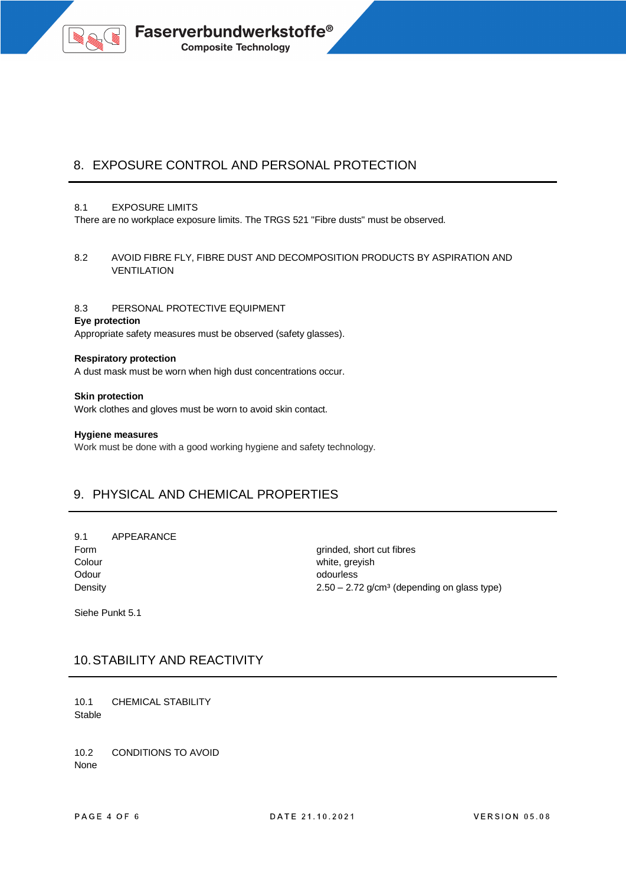## 8. EXPOSURE CONTROL AND PERSONAL PROTECTION

### 8.1 EXPOSURE LIMITS

There are no workplace exposure limits. The TRGS 521 "Fibre dusts" must be observed.

### 8.2 AVOID FIBRE FLY, FIBRE DUST AND DECOMPOSITION PRODUCTS BY ASPIRATION AND VENTILATION

### 8.3 PERSONAL PROTECTIVE EQUIPMENT

**Eye protection**

Appropriate safety measures must be observed (safety glasses).

**Respiratory protection**

A dust mask must be worn when high dust concentrations occur.

**Skin protection**

Work clothes and gloves must be worn to avoid skin contact.

**Hygiene measures**

Work must be done with a good working hygiene and safety technology.

## 9. PHYSICAL AND CHEMICAL PROPERTIES

### 9.1 APPEARANCE

| | |
|---|---|
| Form | grinded, short cut fibres |
| Colour | white, greyish |
| Odour | odourless |
| Density | 2.50 – 2.72 g/cm³ (depending on glass type) |

Siehe Punkt 5.1

## 10. STABILITY AND REACTIVITY

### 10.1 CHEMICAL STABILITY

Stable

### 10.2 CONDITIONS TO AVOID

None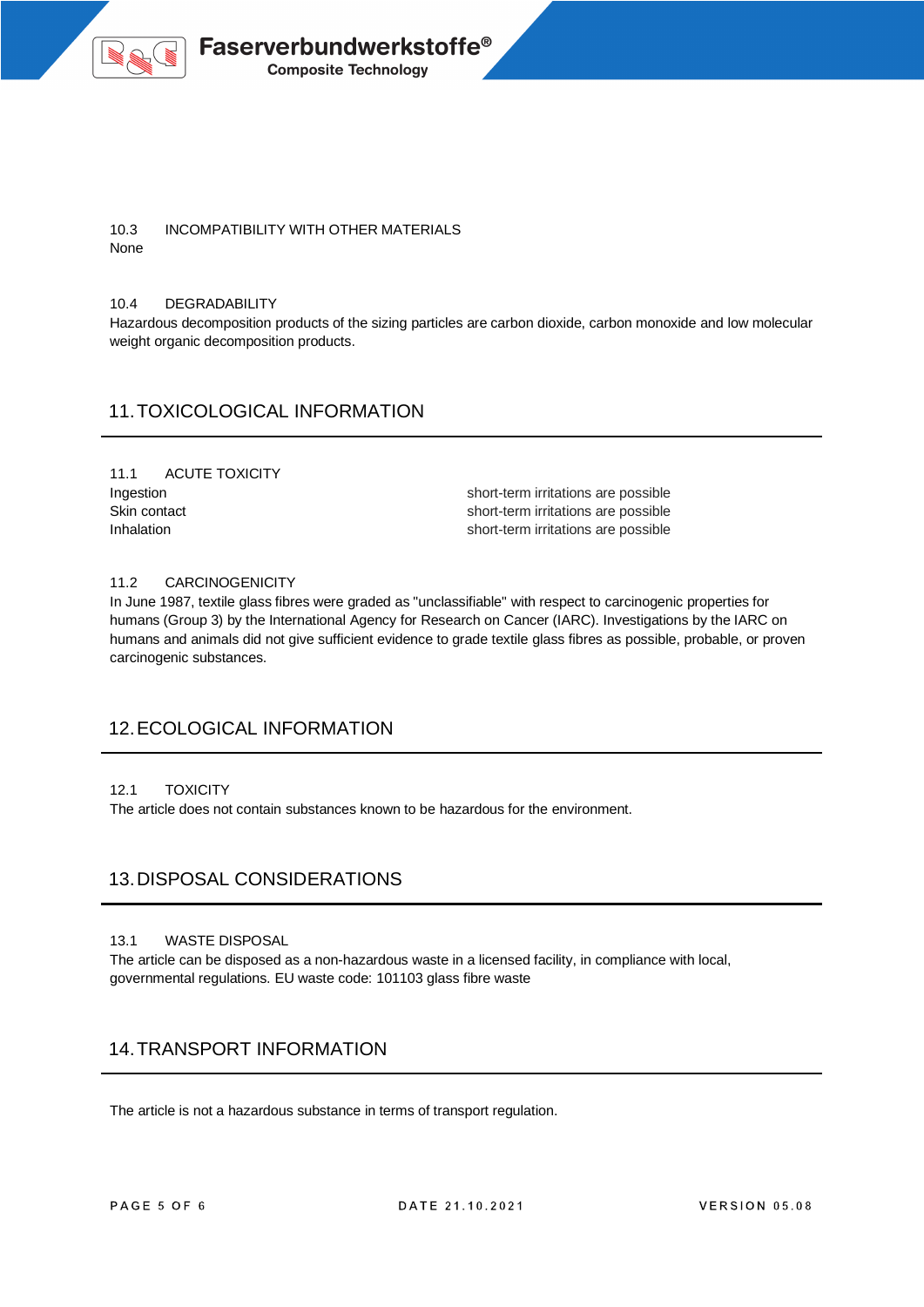### 10.3 INCOMPATIBILITY WITH OTHER MATERIALS

None

### 10.4 DEGRADABILITY

Hazardous decomposition products of the sizing particles are carbon dioxide, carbon monoxide and low molecular weight organic decomposition products.

## 11. TOXICOLOGICAL INFORMATION

### 11.1 ACUTE TOXICITY

| | |
|---|---|
| Ingestion | short-term irritations are possible |
| Skin contact | short-term irritations are possible |
| Inhalation | short-term irritations are possible |

### 11.2 CARCINOGENICITY

In June 1987, textile glass fibres were graded as "unclassifiable" with respect to carcinogenic properties for humans (Group 3) by the International Agency for Research on Cancer (IARC). Investigations by the IARC on humans and animals did not give sufficient evidence to grade textile glass fibres as possible, probable, or proven carcinogenic substances.

## 12. ECOLOGICAL INFORMATION

### 12.1 TOXICITY

The article does not contain substances known to be hazardous for the environment.

## 13. DISPOSAL CONSIDERATIONS

### 13.1 WASTE DISPOSAL

The article can be disposed as a non-hazardous waste in a licensed facility, in compliance with local, governmental regulations. EU waste code: 101103 glass fibre waste

## 14. TRANSPORT INFORMATION

The article is not a hazardous substance in terms of transport regulation.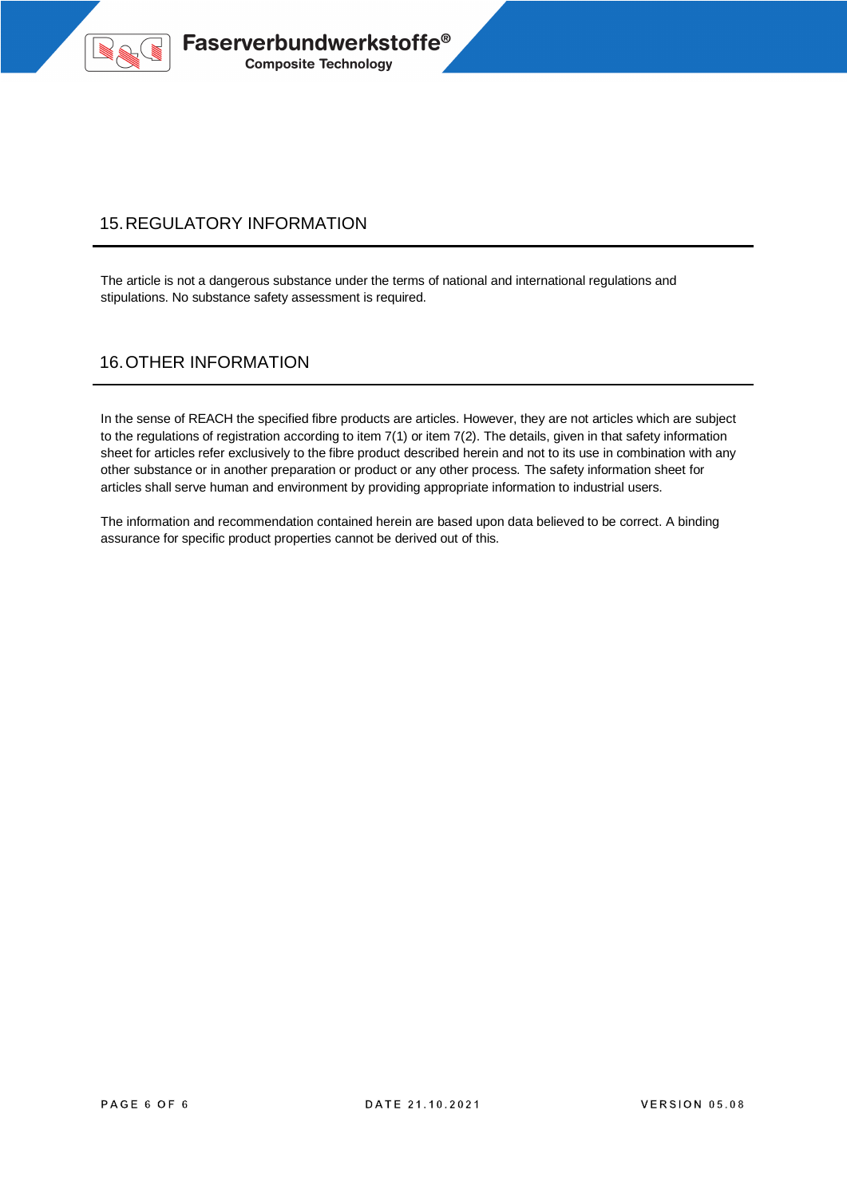## 15. REGULATORY INFORMATION

The article is not a dangerous substance under the terms of national and international regulations and stipulations. No substance safety assessment is required.

## 16. OTHER INFORMATION

In the sense of REACH the specified fibre products are articles. However, they are not articles which are subject to the regulations of registration according to item 7(1) or item 7(2). The details, given in that safety information sheet for articles refer exclusively to the fibre product described herein and not to its use in combination with any other substance or in another preparation or product or any other process. The safety information sheet for articles shall serve human and environment by providing appropriate information to industrial users.

The information and recommendation contained herein are based upon data believed to be correct. A binding assurance for specific product properties cannot be derived out of this.